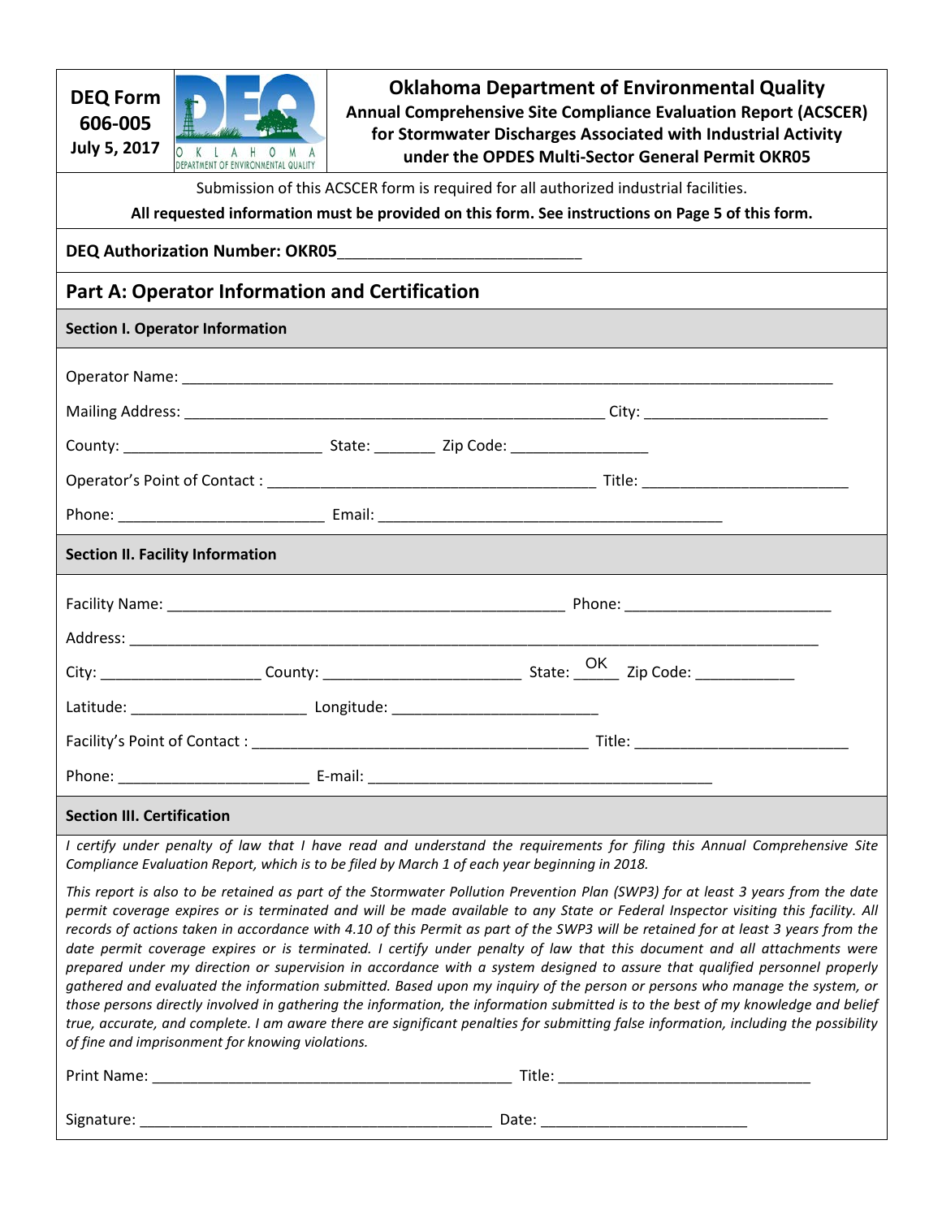**DEQ Form 606-005**
**July 5, 2017**

# Oklahoma Department of Environmental Quality
## Annual Comprehensive Site Compliance Evaluation Report (ACSCER) for Stormwater Discharges Associated with Industrial Activity under the OPDES Multi-Sector General Permit OKR05

Submission of this ACSCER form is required for all authorized industrial facilities.

**All requested information must be provided on this form. See instructions on Page 5 of this form.**

**DEQ Authorization Number: OKR05**____________________________

## Part A: Operator Information and Certification

### Section I. Operator Information

Operator Name: ________________________________________________________________________________

Mailing Address: _____________________________________________________ City: _______________________

County: _________________________ State: ________ Zip Code: _________________

Operator's Point of Contact : __________________________________________ Title: __________________________

Phone: _________________________ Email: ____________________________________________

### Section II. Facility Information

Facility Name: ___________________________________________________ Phone: __________________________

Address: _________________________________________________________________________________________

City: ____________________ County: ________________________ State: OK Zip Code: ____________

Latitude: ______________________ Longitude: _________________________

Facility's Point of Contact : __________________________________________ Title: __________________________

Phone: _______________________ E-mail: ___________________________________________

### Section III. Certification

*I certify under penalty of law that I have read and understand the requirements for filing this Annual Comprehensive Site Compliance Evaluation Report, which is to be filed by March 1 of each year beginning in 2018.*

*This report is also to be retained as part of the Stormwater Pollution Prevention Plan (SWP3) for at least 3 years from the date permit coverage expires or is terminated and will be made available to any State or Federal Inspector visiting this facility. All records of actions taken in accordance with 4.10 of this Permit as part of the SWP3 will be retained for at least 3 years from the date permit coverage expires or is terminated. I certify under penalty of law that this document and all attachments were prepared under my direction or supervision in accordance with a system designed to assure that qualified personnel properly gathered and evaluated the information submitted. Based upon my inquiry of the person or persons who manage the system, or those persons directly involved in gathering the information, the information submitted is to the best of my knowledge and belief true, accurate, and complete. I am aware there are significant penalties for submitting false information, including the possibility of fine and imprisonment for knowing violations.*

Print Name: _____________________________________________ Title: _______________________________

Signature: ____________________________________________ Date: __________________________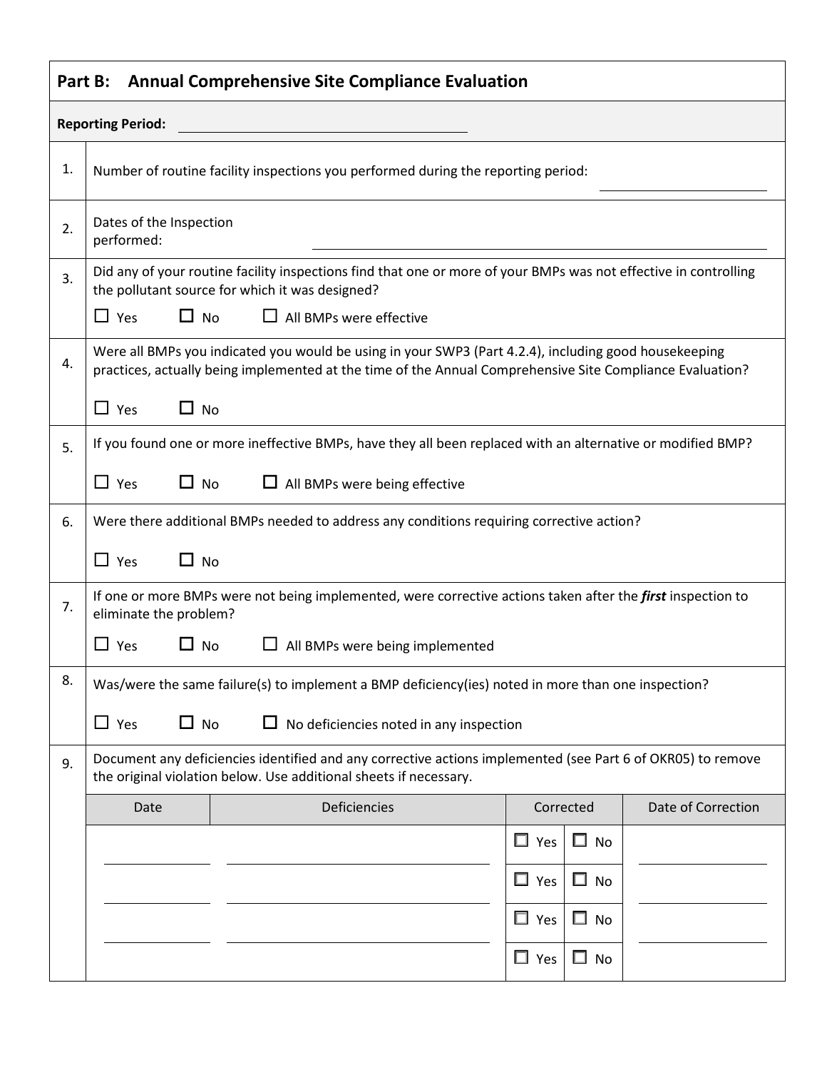## Part B: Annual Comprehensive Site Compliance Evaluation

**Reporting Period:** ______________________________

1. Number of routine facility inspections you performed during the reporting period: ____________________

2. Dates of the Inspection performed: ______________________________

3. Did any of your routine facility inspections find that one or more of your BMPs was not effective in controlling the pollutant source for which it was designed?

   ☐ Yes ☐ No ☐ All BMPs were effective

4. Were all BMPs you indicated you would be using in your SWP3 (Part 4.2.4), including good housekeeping practices, actually being implemented at the time of the Annual Comprehensive Site Compliance Evaluation?

   ☐ Yes ☐ No

5. If you found one or more ineffective BMPs, have they all been replaced with an alternative or modified BMP?

   ☐ Yes ☐ No ☐ All BMPs were being effective

6. Were there additional BMPs needed to address any conditions requiring corrective action?

   ☐ Yes ☐ No

7. If one or more BMPs were not being implemented, were corrective actions taken after the ***first*** inspection to eliminate the problem?

   ☐ Yes ☐ No ☐ All BMPs were being implemented

8. Was/were the same failure(s) to implement a BMP deficiency(ies) noted in more than one inspection?

   ☐ Yes ☐ No ☐ No deficiencies noted in any inspection

9. Document any deficiencies identified and any corrective actions implemented (see Part 6 of OKR05) to remove the original violation below. Use additional sheets if necessary.

| Date | Deficiencies | Corrected | | Date of Correction |
|---|---|---|---|---|
| | | ☐ Yes | ☐ No | |
| | | ☐ Yes | ☐ No | |
| | | ☐ Yes | ☐ No | |
| | | ☐ Yes | ☐ No | |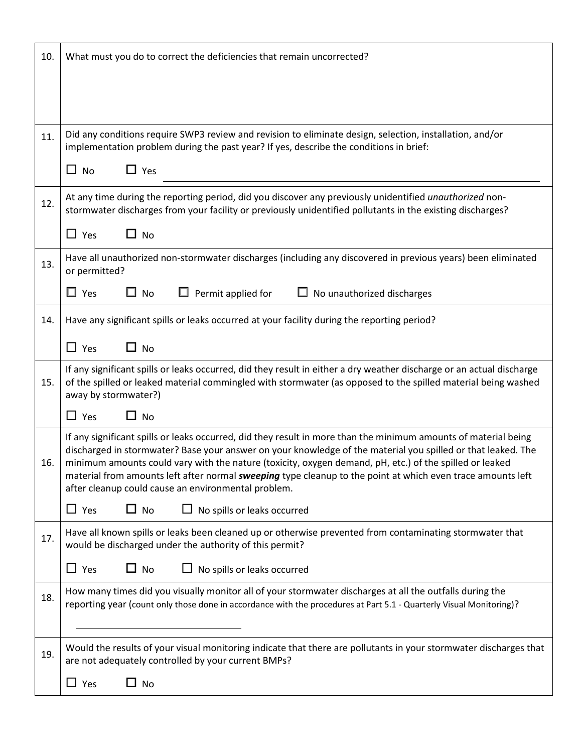| | |
|---|---|
| 10. | What must you do to correct the deficiencies that remain uncorrected? |
| 11. | Did any conditions require SWP3 review and revision to eliminate design, selection, installation, and/or implementation problem during the past year? If yes, describe the conditions in brief:<br><br>☐ No ☐ Yes ______________________________ |
| 12. | At any time during the reporting period, did you discover any previously unidentified *unauthorized* non-stormwater discharges from your facility or previously unidentified pollutants in the existing discharges?<br><br>☐ Yes ☐ No |
| 13. | Have all unauthorized non-stormwater discharges (including any discovered in previous years) been eliminated or permitted?<br><br>☐ Yes ☐ No ☐ Permit applied for ☐ No unauthorized discharges |
| 14. | Have any significant spills or leaks occurred at your facility during the reporting period?<br><br>☐ Yes ☐ No |
| 15. | If any significant spills or leaks occurred, did they result in either a dry weather discharge or an actual discharge of the spilled or leaked material commingled with stormwater (as opposed to the spilled material being washed away by stormwater?)<br><br>☐ Yes ☐ No |
| 16. | If any significant spills or leaks occurred, did they result in more than the minimum amounts of material being discharged in stormwater? Base your answer on your knowledge of the material you spilled or that leaked. The minimum amounts could vary with the nature (toxicity, oxygen demand, pH, etc.) of the spilled or leaked material from amounts left after normal ***sweeping*** type cleanup to the point at which even trace amounts left after cleanup could cause an environmental problem.<br><br>☐ Yes ☐ No ☐ No spills or leaks occurred |
| 17. | Have all known spills or leaks been cleaned up or otherwise prevented from contaminating stormwater that would be discharged under the authority of this permit?<br><br>☐ Yes ☐ No ☐ No spills or leaks occurred |
| 18. | How many times did you visually monitor all of your stormwater discharges at all the outfalls during the reporting year (count only those done in accordance with the procedures at Part 5.1 - Quarterly Visual Monitoring)?<br><br>______________________________ |
| 19. | Would the results of your visual monitoring indicate that there are pollutants in your stormwater discharges that are not adequately controlled by your current BMPs?<br><br>☐ Yes ☐ No |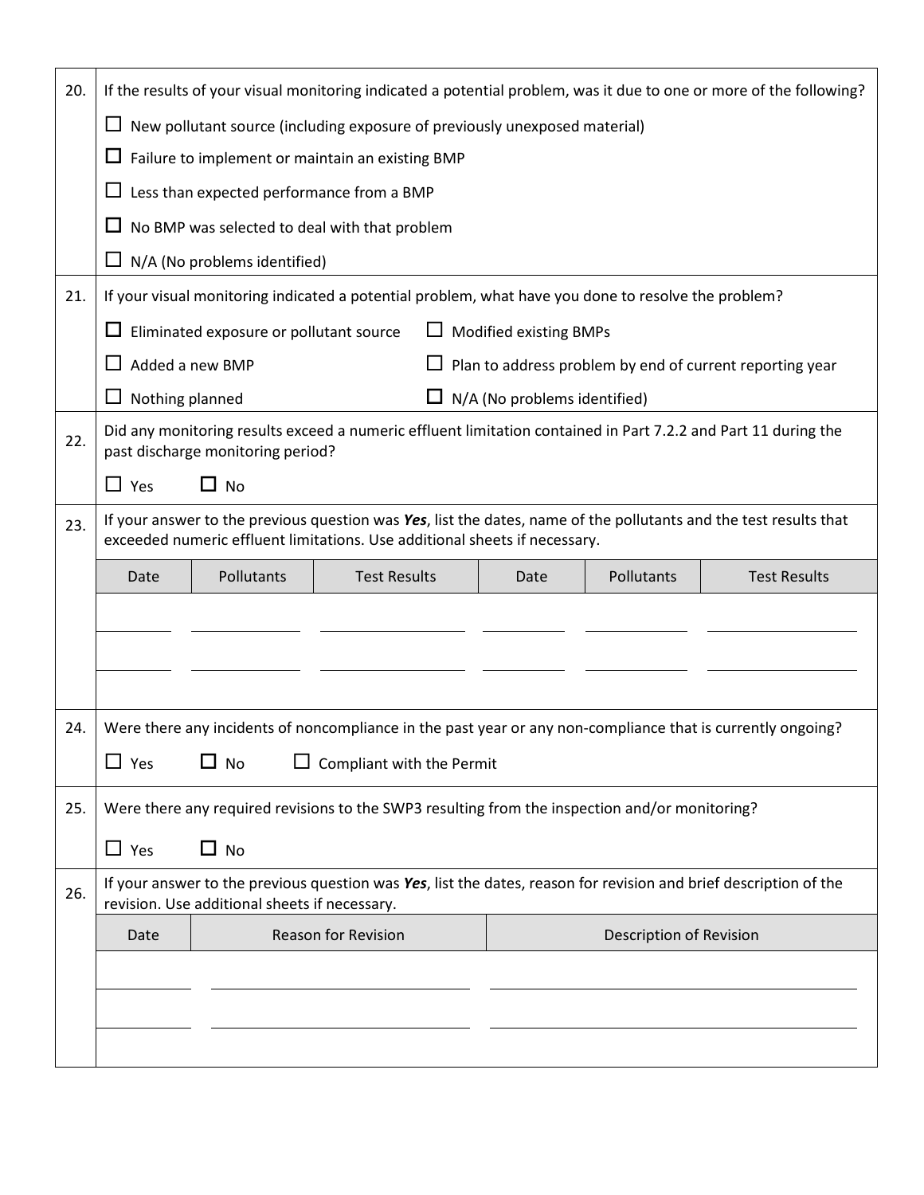20. If the results of your visual monitoring indicated a potential problem, was it due to one or more of the following?

☐ New pollutant source (including exposure of previously unexposed material)

☐ Failure to implement or maintain an existing BMP

☐ Less than expected performance from a BMP

☐ No BMP was selected to deal with that problem

☐ N/A (No problems identified)

21. If your visual monitoring indicated a potential problem, what have you done to resolve the problem?

☐ Eliminated exposure or pollutant source ☐ Modified existing BMPs

☐ Added a new BMP ☐ Plan to address problem by end of current reporting year

☐ Nothing planned ☐ N/A (No problems identified)

22. Did any monitoring results exceed a numeric effluent limitation contained in Part 7.2.2 and Part 11 during the past discharge monitoring period?

☐ Yes ☐ No

23. If your answer to the previous question was ***Yes***, list the dates, name of the pollutants and the test results that exceeded numeric effluent limitations. Use additional sheets if necessary.

| Date | Pollutants | Test Results | Date | Pollutants | Test Results |
|---|---|---|---|---|---|
| | | | | | |
| | | | | | |

24. Were there any incidents of noncompliance in the past year or any non-compliance that is currently ongoing?

☐ Yes ☐ No ☐ Compliant with the Permit

25. Were there any required revisions to the SWP3 resulting from the inspection and/or monitoring?

☐ Yes ☐ No

26. If your answer to the previous question was ***Yes***, list the dates, reason for revision and brief description of the revision. Use additional sheets if necessary.

| Date | Reason for Revision | Description of Revision |
|---|---|---|
| | | |
| | | |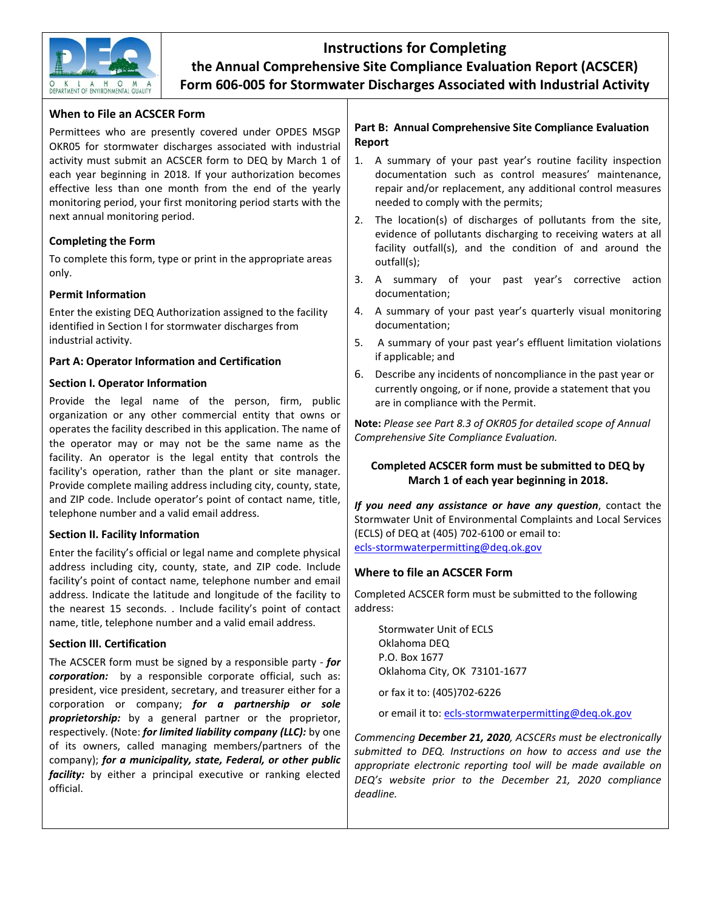# Instructions for Completing the Annual Comprehensive Site Compliance Evaluation Report (ACSCER) Form 606-005 for Stormwater Discharges Associated with Industrial Activity

## When to File an ACSCER Form

Permittees who are presently covered under OPDES MSGP OKR05 for stormwater discharges associated with industrial activity must submit an ACSCER form to DEQ by March 1 of each year beginning in 2018. If your authorization becomes effective less than one month from the end of the yearly monitoring period, your first monitoring period starts with the next annual monitoring period.

## Completing the Form

To complete this form, type or print in the appropriate areas only.

## Permit Information

Enter the existing DEQ Authorization assigned to the facility identified in Section I for stormwater discharges from industrial activity.

## Part A: Operator Information and Certification

### Section I. Operator Information

Provide the legal name of the person, firm, public organization or any other commercial entity that owns or operates the facility described in this application. The name of the operator may or may not be the same name as the facility. An operator is the legal entity that controls the facility's operation, rather than the plant or site manager. Provide complete mailing address including city, county, state, and ZIP code. Include operator's point of contact name, title, telephone number and a valid email address.

### Section II. Facility Information

Enter the facility's official or legal name and complete physical address including city, county, state, and ZIP code. Include facility's point of contact name, telephone number and email address. Indicate the latitude and longitude of the facility to the nearest 15 seconds. . Include facility's point of contact name, title, telephone number and a valid email address.

### Section III. Certification

The ACSCER form must be signed by a responsible party - ***for corporation:*** by a responsible corporate official, such as: president, vice president, secretary, and treasurer either for a corporation or company; ***for a partnership or sole proprietorship:*** by a general partner or the proprietor, respectively. (Note: ***for limited liability company (LLC):*** by one of its owners, called managing members/partners of the company); ***for a municipality, state, Federal, or other public facility:*** by either a principal executive or ranking elected official.

## Part B: Annual Comprehensive Site Compliance Evaluation Report

1. A summary of your past year's routine facility inspection documentation such as control measures' maintenance, repair and/or replacement, any additional control measures needed to comply with the permits;
2. The location(s) of discharges of pollutants from the site, evidence of pollutants discharging to receiving waters at all facility outfall(s), and the condition of and around the outfall(s);
3. A summary of your past year's corrective action documentation;
4. A summary of your past year's quarterly visual monitoring documentation;
5. A summary of your past year's effluent limitation violations if applicable; and
6. Describe any incidents of noncompliance in the past year or currently ongoing, or if none, provide a statement that you are in compliance with the Permit.

**Note:** *Please see Part 8.3 of OKR05 for detailed scope of Annual Comprehensive Site Compliance Evaluation.*

**Completed ACSCER form must be submitted to DEQ by March 1 of each year beginning in 2018.**

***If you need any assistance or have any question***, contact the Stormwater Unit of Environmental Complaints and Local Services (ECLS) of DEQ at (405) 702-6100 or email to: ecls-stormwaterpermitting@deq.ok.gov

## Where to file an ACSCER Form

Completed ACSCER form must be submitted to the following address:

Stormwater Unit of ECLS
Oklahoma DEQ
P.O. Box 1677
Oklahoma City, OK 73101-1677

or fax it to: (405)702-6226

or email it to: ecls-stormwaterpermitting@deq.ok.gov

*Commencing **December 21, 2020**, ACSCERs must be electronically submitted to DEQ. Instructions on how to access and use the appropriate electronic reporting tool will be made available on DEQ's website prior to the December 21, 2020 compliance deadline.*